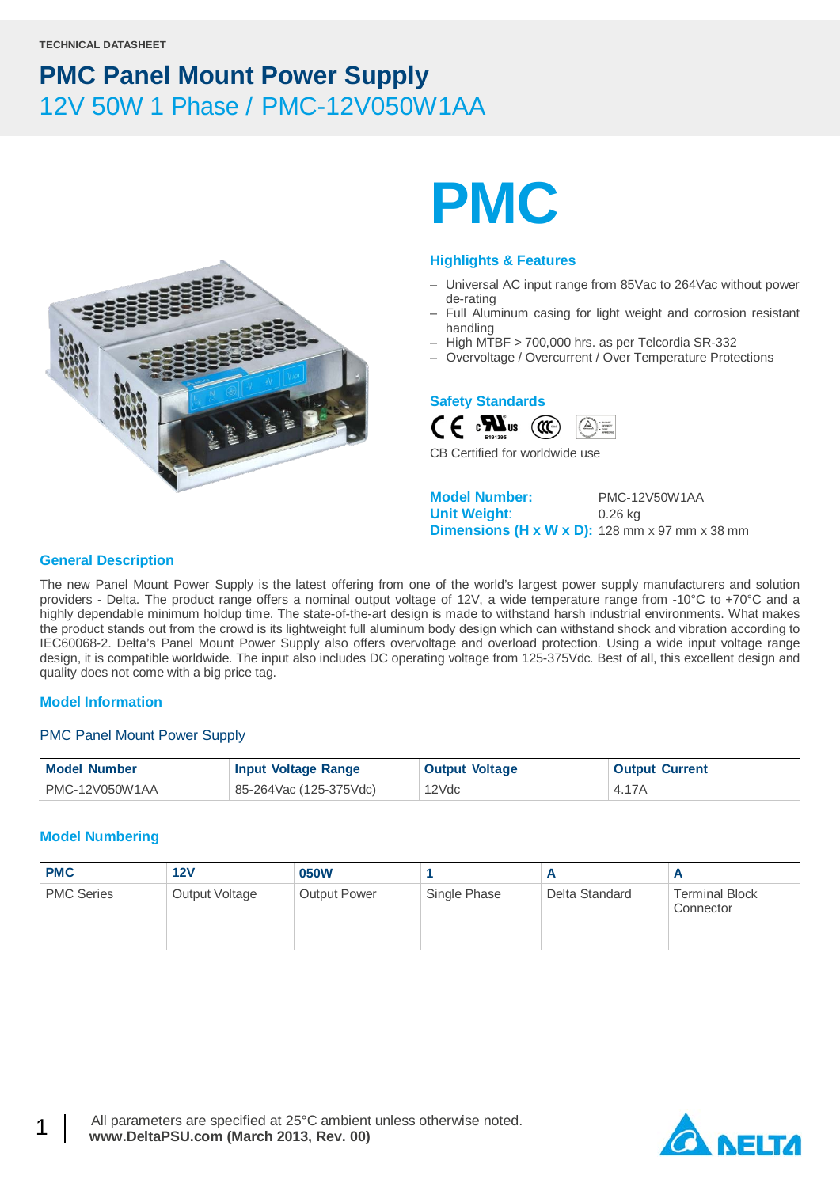TECHNICAL DATASHEET

# PMC Panel Mount Power Supply

## 12V 50W 1 Phase / PMC-12V050W1AA

# PMC

### Highlights & Features

- Universal AC input range from 85Vac to 264Vac without power de-rating
- Full Aluminum casing for light weight and corrosion resistant handling
- High MTBF > 700,000 hrs. as per Telcordia SR-332
- Overvoltage / Overcurrent / Over Temperature Protections

### Safety Standards

CB Certified for worldwide use

**Model Number:** PMC-12V50W1AA
**Unit Weight:** 0.26 kg
**Dimensions (H x W x D):** 128 mm x 97 mm x 38 mm

### General Description

The new Panel Mount Power Supply is the latest offering from one of the world's largest power supply manufacturers and solution providers - Delta. The product range offers a nominal output voltage of 12V, a wide temperature range from -10°C to +70°C and a highly dependable minimum holdup time. The state-of-the-art design is made to withstand harsh industrial environments. What makes the product stands out from the crowd is its lightweight full aluminum body design which can withstand shock and vibration according to IEC60068-2. Delta's Panel Mount Power Supply also offers overvoltage and overload protection. Using a wide input voltage range design, it is compatible worldwide. The input also includes DC operating voltage from 125-375Vdc. Best of all, this excellent design and quality does not come with a big price tag.

### Model Information

PMC Panel Mount Power Supply

| Model Number | Input Voltage Range | Output Voltage | Output Current |
|---|---|---|---|
| PMC-12V050W1AA | 85-264Vac (125-375Vdc) | 12Vdc | 4.17A |

### Model Numbering

| PMC | 12V | 050W | 1 | A | A |
|---|---|---|---|---|---|
| PMC Series | Output Voltage | Output Power | Single Phase | Delta Standard | Terminal Block Connector |

All parameters are specified at 25°C ambient unless otherwise noted.
**www.DeltaPSU.com (March 2013, Rev. 00)**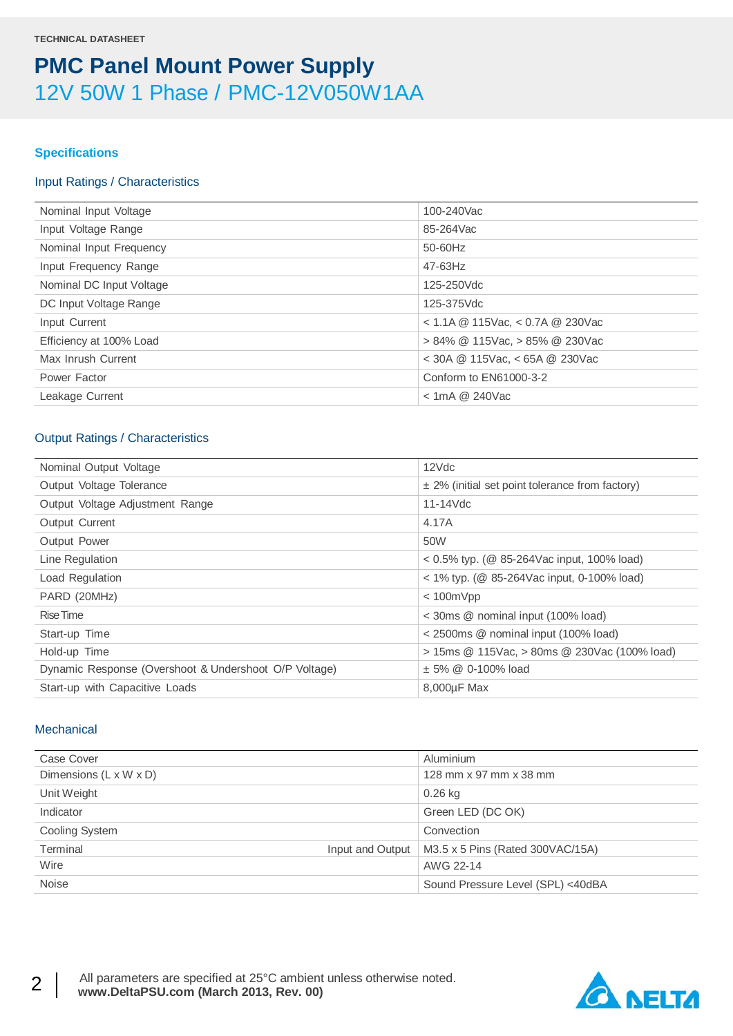TECHNICAL DATASHEET

# PMC Panel Mount Power Supply

## 12V 50W 1 Phase / PMC-12V050W1AA

### Specifications

#### Input Ratings / Characteristics

| | |
|---|---|
| Nominal Input Voltage | 100-240Vac |
| Input Voltage Range | 85-264Vac |
| Nominal Input Frequency | 50-60Hz |
| Input Frequency Range | 47-63Hz |
| Nominal DC Input Voltage | 125-250Vdc |
| DC Input Voltage Range | 125-375Vdc |
| Input Current | < 1.1A @ 115Vac, < 0.7A @ 230Vac |
| Efficiency at 100% Load | > 84% @ 115Vac, > 85% @ 230Vac |
| Max Inrush Current | < 30A @ 115Vac, < 65A @ 230Vac |
| Power Factor | Conform to EN61000-3-2 |
| Leakage Current | < 1mA @ 240Vac |

#### Output Ratings / Characteristics

| | |
|---|---|
| Nominal Output Voltage | 12Vdc |
| Output Voltage Tolerance | ± 2% (initial set point tolerance from factory) |
| Output Voltage Adjustment Range | 11-14Vdc |
| Output Current | 4.17A |
| Output Power | 50W |
| Line Regulation | < 0.5% typ. (@ 85-264Vac input, 100% load) |
| Load Regulation | < 1% typ. (@ 85-264Vac input, 0-100% load) |
| PARD (20MHz) | < 100mVpp |
| Rise Time | < 30ms @ nominal input (100% load) |
| Start-up Time | < 2500ms @ nominal input (100% load) |
| Hold-up Time | > 15ms @ 115Vac, > 80ms @ 230Vac (100% load) |
| Dynamic Response (Overshoot & Undershoot O/P Voltage) | ± 5% @ 0-100% load |
| Start-up with Capacitive Loads | 8,000µF Max |

#### Mechanical

| | | |
|---|---|---|
| Case Cover | | Aluminium |
| Dimensions (L x W x D) | | 128 mm x 97 mm x 38 mm |
| Unit Weight | | 0.26 kg |
| Indicator | | Green LED (DC OK) |
| Cooling System | | Convection |
| Terminal | Input and Output | M3.5 x 5 Pins (Rated 300VAC/15A) |
| Wire | | AWG 22-14 |
| Noise | | Sound Pressure Level (SPL) <40dBA |

All parameters are specified at 25°C ambient unless otherwise noted.
**www.DeltaPSU.com (March 2013, Rev. 00)**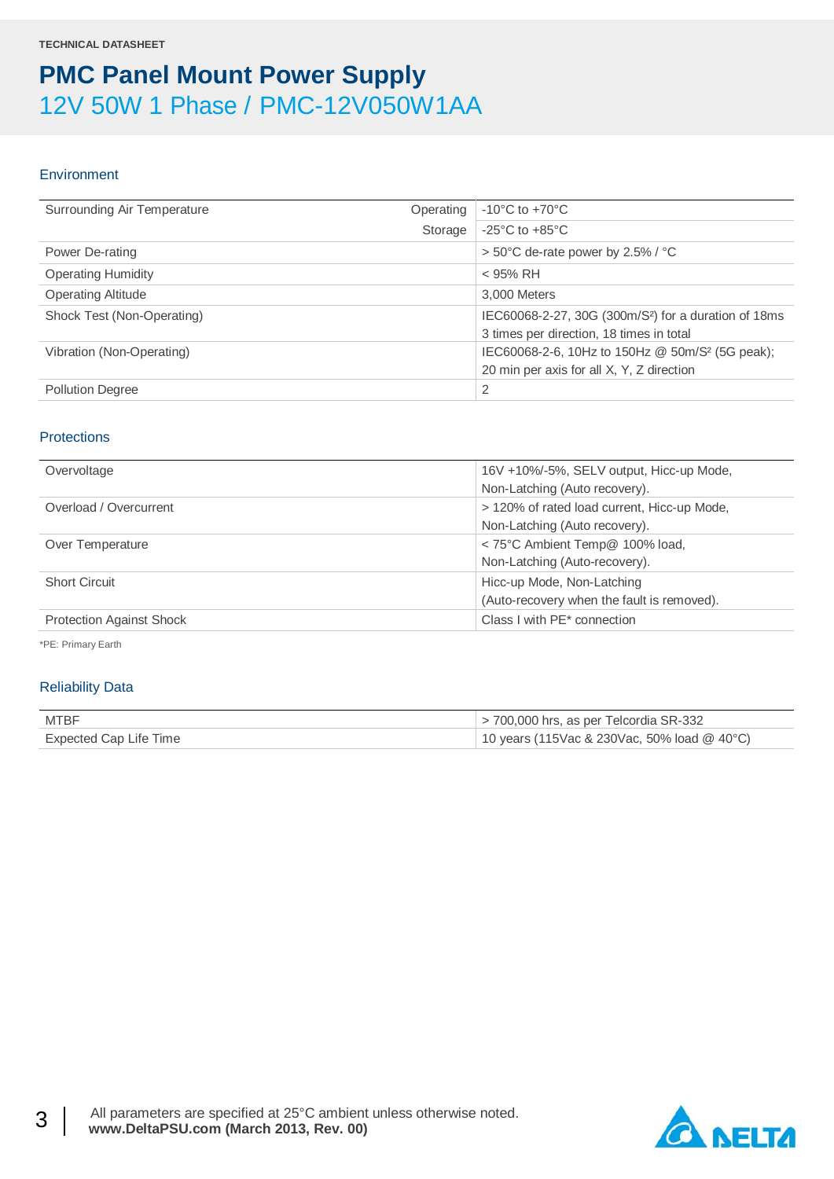TECHNICAL DATASHEET

# PMC Panel Mount Power Supply

## 12V 50W 1 Phase / PMC-12V050W1AA

### Environment

| | | |
|---|---|---|
| Surrounding Air Temperature | Operating | -10°C to +70°C |
| | Storage | -25°C to +85°C |
| Power De-rating | | > 50°C de-rate power by 2.5% / °C |
| Operating Humidity | | < 95% RH |
| Operating Altitude | | 3,000 Meters |
| Shock Test (Non-Operating) | | IEC60068-2-27, 30G (300m/S²) for a duration of 18ms 3 times per direction, 18 times in total |
| Vibration (Non-Operating) | | IEC60068-2-6, 10Hz to 150Hz @ 50m/S² (5G peak); 20 min per axis for all X, Y, Z direction |
| Pollution Degree | | 2 |

### Protections

| | |
|---|---|
| Overvoltage | 16V +10%/-5%, SELV output, Hicc-up Mode, Non-Latching (Auto recovery). |
| Overload / Overcurrent | > 120% of rated load current, Hicc-up Mode, Non-Latching (Auto recovery). |
| Over Temperature | < 75°C Ambient Temp@ 100% load, Non-Latching (Auto-recovery). |
| Short Circuit | Hicc-up Mode, Non-Latching (Auto-recovery when the fault is removed). |
| Protection Against Shock | Class I with PE* connection |

*PE: Primary Earth

### Reliability Data

| | |
|---|---|
| MTBF | > 700,000 hrs, as per Telcordia SR-332 |
| Expected Cap Life Time | 10 years (115Vac & 230Vac, 50% load @ 40°C) |

All parameters are specified at 25°C ambient unless otherwise noted.
**www.DeltaPSU.com (March 2013, Rev. 00)**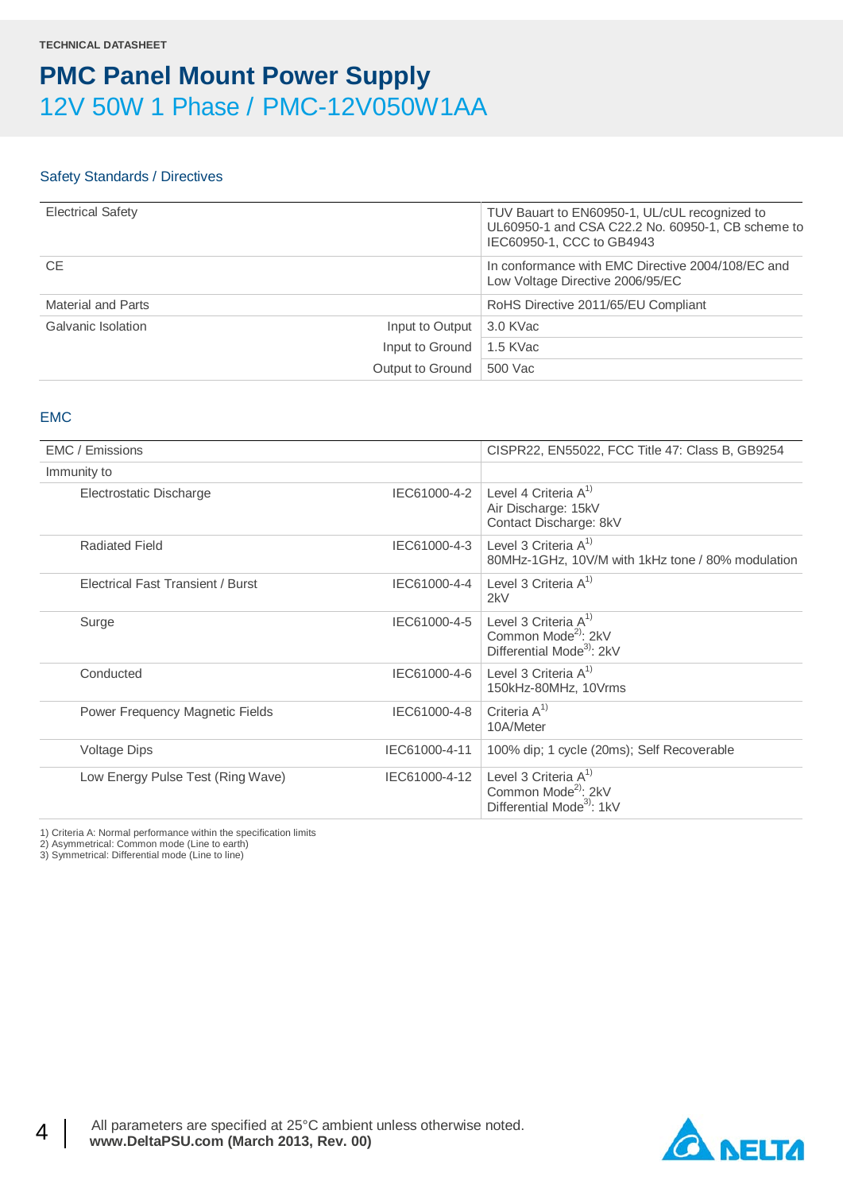TECHNICAL DATASHEET

# PMC Panel Mount Power Supply

## 12V 50W 1 Phase / PMC-12V050W1AA

### Safety Standards / Directives

| | | |
|---|---|---|
| Electrical Safety | | TUV Bauart to EN60950-1, UL/cUL recognized to UL60950-1 and CSA C22.2 No. 60950-1, CB scheme to IEC60950-1, CCC to GB4943 |
| CE | | In conformance with EMC Directive 2004/108/EC and Low Voltage Directive 2006/95/EC |
| Material and Parts | | RoHS Directive 2011/65/EU Compliant |
| Galvanic Isolation | Input to Output | 3.0 KVac |
| | Input to Ground | 1.5 KVac |
| | Output to Ground | 500 Vac |

### EMC

| | | |
|---|---|---|
| EMC / Emissions | | CISPR22, EN55022, FCC Title 47: Class B, GB9254 |
| Immunity to | | |
| Electrostatic Discharge | IEC61000-4-2 | Level 4 Criteria A[1]<br>Air Discharge: 15kV<br>Contact Discharge: 8kV |
| Radiated Field | IEC61000-4-3 | Level 3 Criteria A[1]<br>80MHz-1GHz, 10V/M with 1kHz tone / 80% modulation |
| Electrical Fast Transient / Burst | IEC61000-4-4 | Level 3 Criteria A[1]<br>2kV |
| Surge | IEC61000-4-5 | Level 3 Criteria A[1]<br>Common Mode[2]: 2kV<br>Differential Mode[3]: 2kV |
| Conducted | IEC61000-4-6 | Level 3 Criteria A[1]<br>150kHz-80MHz, 10Vrms |
| Power Frequency Magnetic Fields | IEC61000-4-8 | Criteria A[1]<br>10A/Meter |
| Voltage Dips | IEC61000-4-11 | 100% dip; 1 cycle (20ms); Self Recoverable |
| Low Energy Pulse Test (Ring Wave) | IEC61000-4-12 | Level 3 Criteria A[1]<br>Common Mode[2]: 2kV<br>Differential Mode[3]: 1kV |

1) Criteria A: Normal performance within the specification limits
2) Asymmetrical: Common mode (Line to earth)
3) Symmetrical: Differential mode (Line to line)

All parameters are specified at 25°C ambient unless otherwise noted.
**www.DeltaPSU.com (March 2013, Rev. 00)**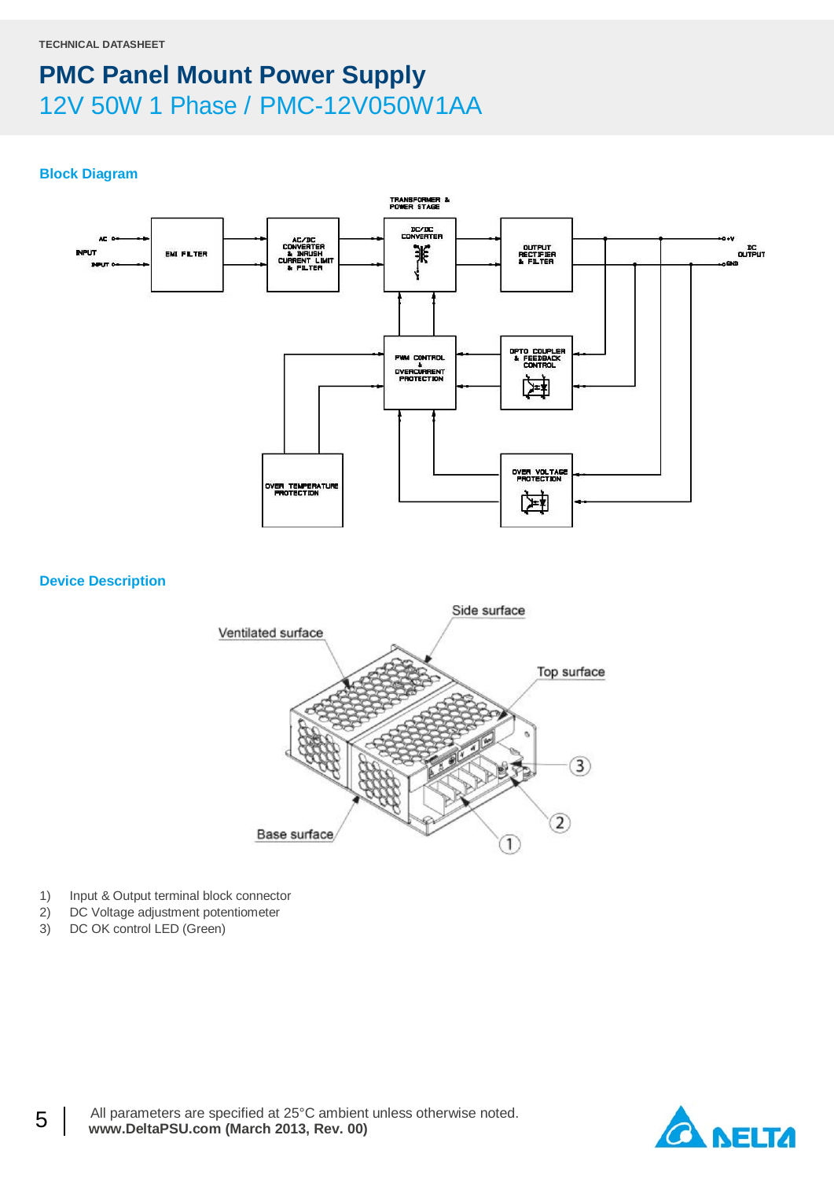TECHNICAL DATASHEET

# PMC Panel Mount Power Supply

## 12V 50W 1 Phase / PMC-12V050W1AA

### Block Diagram

### Device Description

1) Input & Output terminal block connector
2) DC Voltage adjustment potentiometer
3) DC OK control LED (Green)

All parameters are specified at 25°C ambient unless otherwise noted.
**www.DeltaPSU.com (March 2013, Rev. 00)**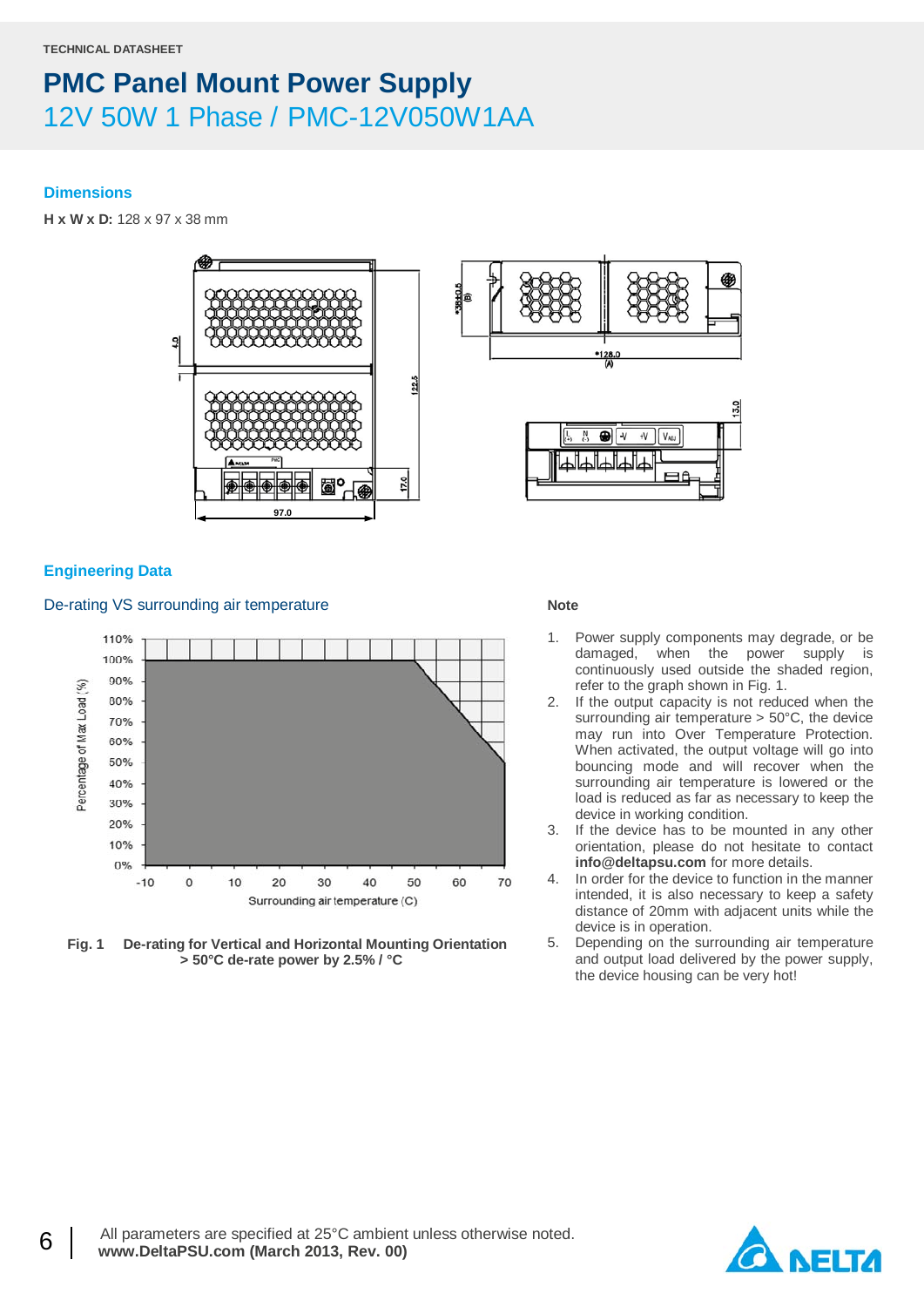TECHNICAL DATASHEET

# PMC Panel Mount Power Supply

## 12V 50W 1 Phase / PMC-12V050W1AA

### Dimensions

**H x W x D:** 128 x 97 x 38 mm

### Engineering Data

#### De-rating VS surrounding air temperature

Fig. 1 De-rating for Vertical and Horizontal Mounting Orientation > 50°C de-rate power by 2.5% / °C

**Note**

1. Power supply components may degrade, or be damaged, when the power supply is continuously used outside the shaded region, refer to the graph shown in Fig. 1.
2. If the output capacity is not reduced when the surrounding air temperature > 50°C, the device may run into Over Temperature Protection. When activated, the output voltage will go into bouncing mode and will recover when the surrounding air temperature is lowered or the load is reduced as far as necessary to keep the device in working condition.
3. If the device has to be mounted in any other orientation, please do not hesitate to contact **info@deltapsu.com** for more details.
4. In order for the device to function in the manner intended, it is also necessary to keep a safety distance of 20mm with adjacent units while the device is in operation.
5. Depending on the surrounding air temperature and output load delivered by the power supply, the device housing can be very hot!

All parameters are specified at 25°C ambient unless otherwise noted.
**www.DeltaPSU.com (March 2013, Rev. 00)**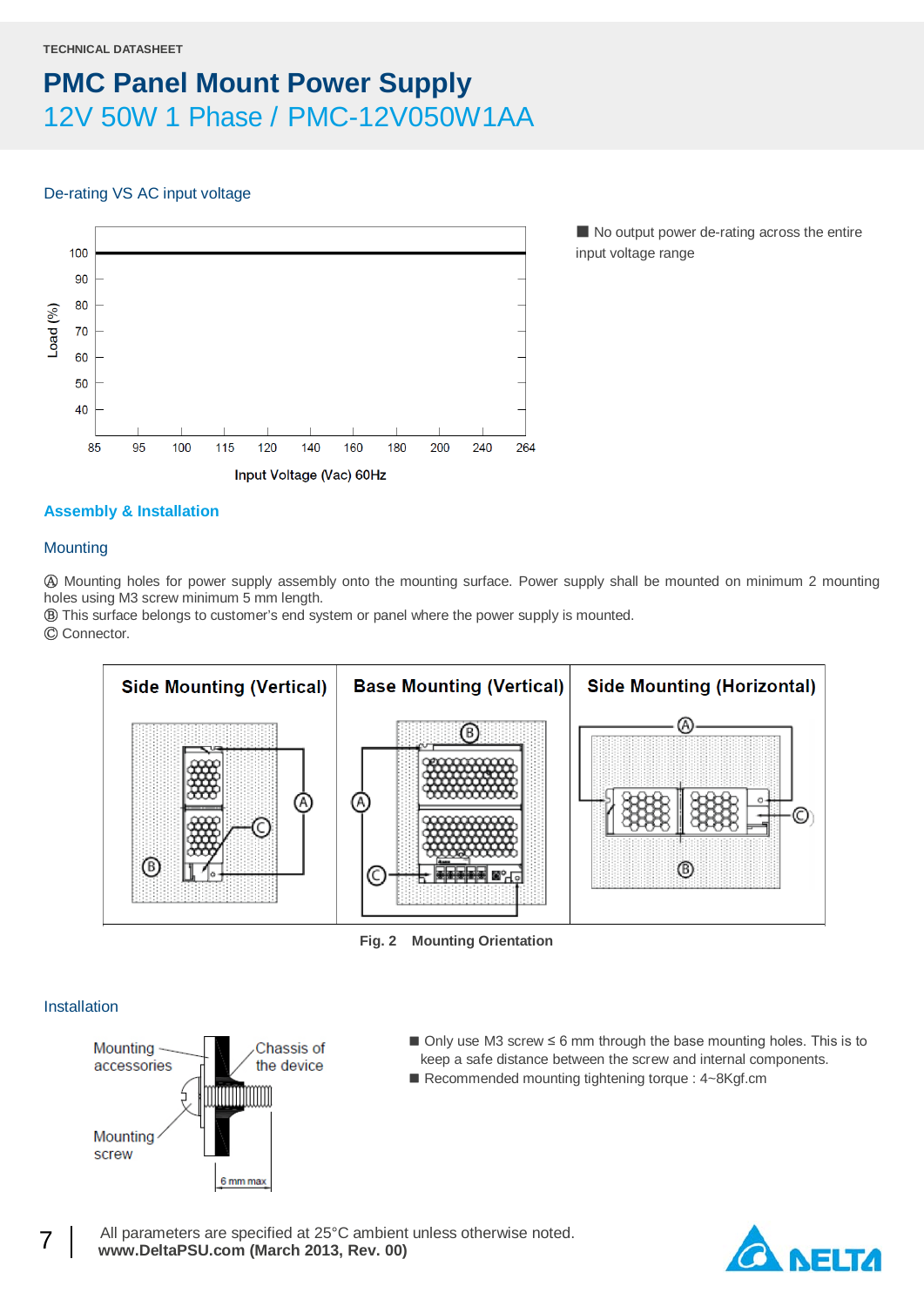TECHNICAL DATASHEET

# PMC Panel Mount Power Supply

## 12V 50W 1 Phase / PMC-12V050W1AA

### De-rating VS AC input voltage

■ No output power de-rating across the entire input voltage range

## Assembly & Installation

### Mounting

Ⓐ Mounting holes for power supply assembly onto the mounting surface. Power supply shall be mounted on minimum 2 mounting holes using M3 screw minimum 5 mm length.
Ⓑ This surface belongs to customer's end system or panel where the power supply is mounted.
Ⓒ Connector.

| Side Mounting (Vertical) | Base Mounting (Vertical) | Side Mounting (Horizontal) |
|---|---|---|

**Fig. 2 Mounting Orientation**

### Installation

- Only use M3 screw ≤ 6 mm through the base mounting holes. This is to keep a safe distance between the screw and internal components.
- Recommended mounting tightening torque : 4~8Kgf.cm

All parameters are specified at 25°C ambient unless otherwise noted.
**www.DeltaPSU.com (March 2013, Rev. 00)**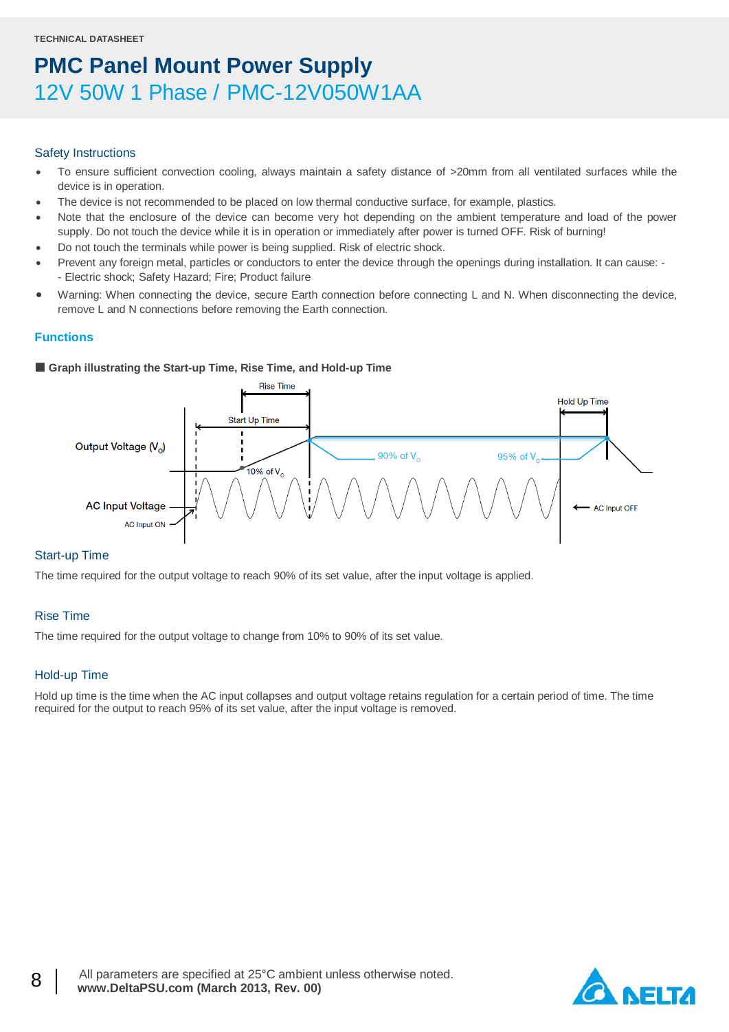TECHNICAL DATASHEET

# PMC Panel Mount Power Supply

## 12V 50W 1 Phase / PMC-12V050W1AA

### Safety Instructions

- To ensure sufficient convection cooling, always maintain a safety distance of >20mm from all ventilated surfaces while the device is in operation.
- The device is not recommended to be placed on low thermal conductive surface, for example, plastics.
- Note that the enclosure of the device can become very hot depending on the ambient temperature and load of the power supply. Do not touch the device while it is in operation or immediately after power is turned OFF. Risk of burning!
- Do not touch the terminals while power is being supplied. Risk of electric shock.
- Prevent any foreign metal, particles or conductors to enter the device through the openings during installation. It can cause: -
  - Electric shock; Safety Hazard; Fire; Product failure
- Warning: When connecting the device, secure Earth connection before connecting L and N. When disconnecting the device, remove L and N connections before removing the Earth connection.

### Functions

■ **Graph illustrating the Start-up Time, Rise Time, and Hold-up Time**

Rise Time
Start Up Time
Hold Up Time
Output Voltage ($V_O$)
90% of $V_O$
95% of $V_O$
10% of $V_O$
AC Input Voltage
AC Input ON
AC Input OFF

### Start-up Time

The time required for the output voltage to reach 90% of its set value, after the input voltage is applied.

### Rise Time

The time required for the output voltage to change from 10% to 90% of its set value.

### Hold-up Time

Hold up time is the time when the AC input collapses and output voltage retains regulation for a certain period of time. The time required for the output to reach 95% of its set value, after the input voltage is removed.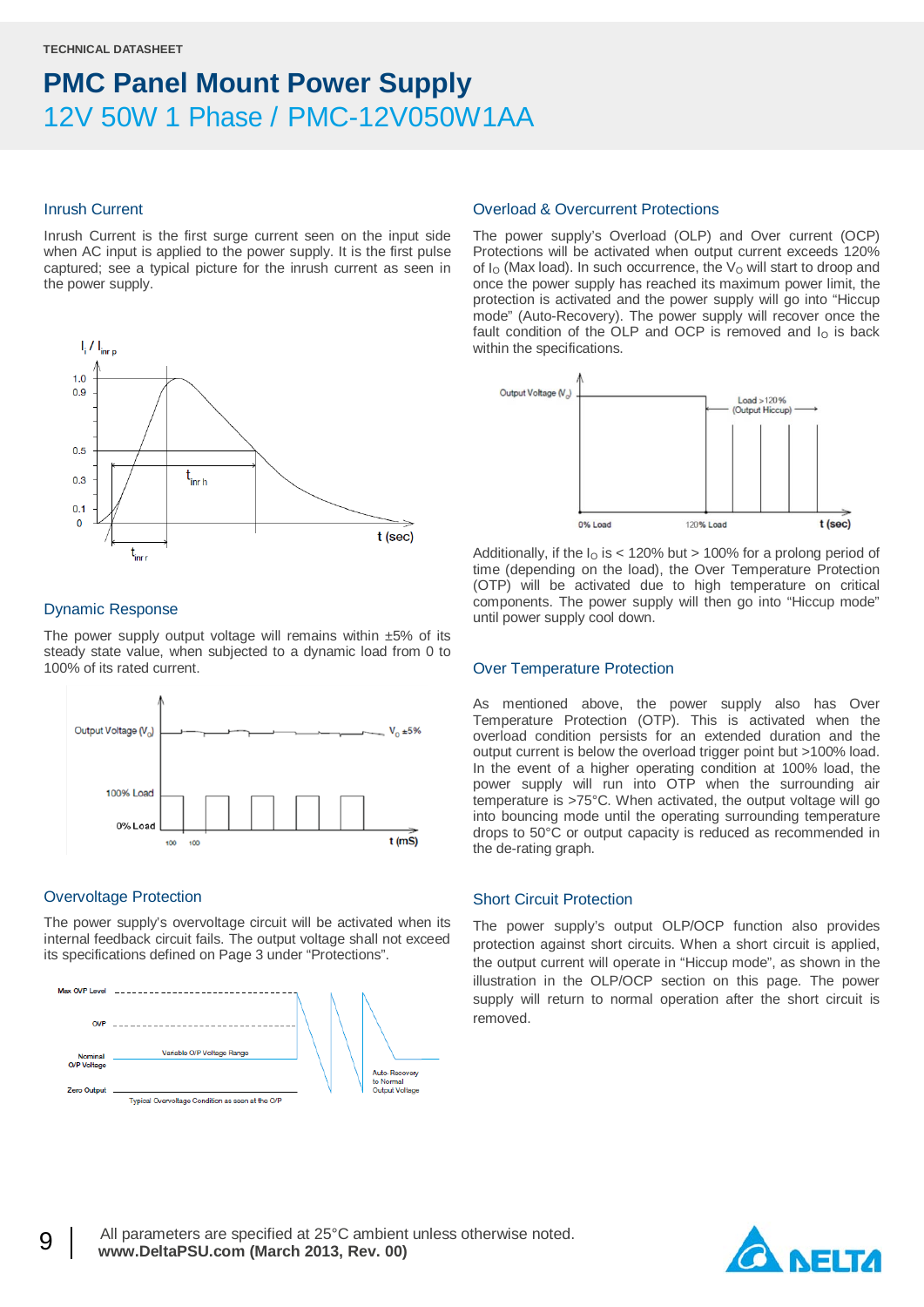TECHNICAL DATASHEET

# PMC Panel Mount Power Supply

## 12V 50W 1 Phase / PMC-12V050W1AA

### Inrush Current

Inrush Current is the first surge current seen on the input side when AC input is applied to the power supply. It is the first pulse captured; see a typical picture for the inrush current as seen in the power supply.

### Dynamic Response

The power supply output voltage will remains within ±5% of its steady state value, when subjected to a dynamic load from 0 to 100% of its rated current.

### Overvoltage Protection

The power supply's overvoltage circuit will be activated when its internal feedback circuit fails. The output voltage shall not exceed its specifications defined on Page 3 under "Protections".

### Overload & Overcurrent Protections

The power supply's Overload (OLP) and Over current (OCP) Protections will be activated when output current exceeds 120% of $I_O$ (Max load). In such occurrence, the $V_O$ will start to droop and once the power supply has reached its maximum power limit, the protection is activated and the power supply will go into "Hiccup mode" (Auto-Recovery). The power supply will recover once the fault condition of the OLP and OCP is removed and $I_O$ is back within the specifications.

Additionally, if the $I_O$ is < 120% but > 100% for a prolong period of time (depending on the load), the Over Temperature Protection (OTP) will be activated due to high temperature on critical components. The power supply will then go into "Hiccup mode" until power supply cool down.

### Over Temperature Protection

As mentioned above, the power supply also has Over Temperature Protection (OTP). This is activated when the overload condition persists for an extended duration and the output current is below the overload trigger point but >100% load. In the event of a higher operating condition at 100% load, the power supply will run into OTP when the surrounding air temperature is >75°C. When activated, the output voltage will go into bouncing mode until the operating surrounding temperature drops to 50°C or output capacity is reduced as recommended in the de-rating graph.

### Short Circuit Protection

The power supply's output OLP/OCP function also provides protection against short circuits. When a short circuit is applied, the output current will operate in "Hiccup mode", as shown in the illustration in the OLP/OCP section on this page. The power supply will return to normal operation after the short circuit is removed.

All parameters are specified at 25°C ambient unless otherwise noted.
**www.DeltaPSU.com (March 2013, Rev. 00)**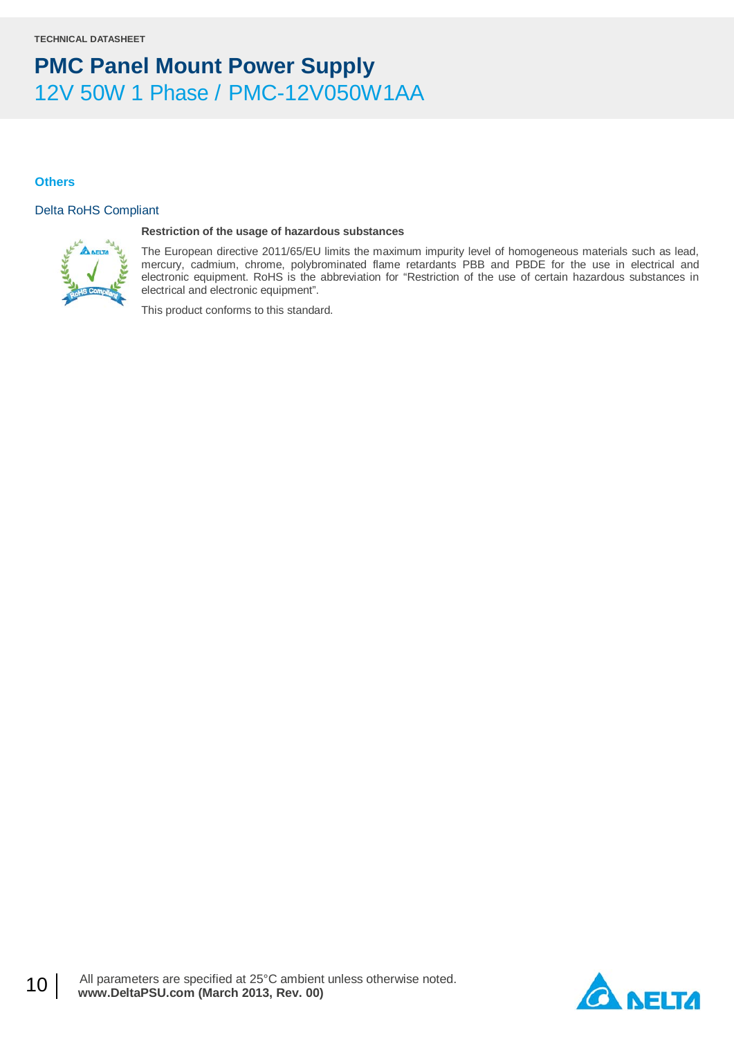## Others

### Delta RoHS Compliant

**Restriction of the usage of hazardous substances**

The European directive 2011/65/EU limits the maximum impurity level of homogeneous materials such as lead, mercury, cadmium, chrome, polybrominated flame retardants PBB and PBDE for the use in electrical and electronic equipment. RoHS is the abbreviation for "Restriction of the use of certain hazardous substances in electrical and electronic equipment".

This product conforms to this standard.